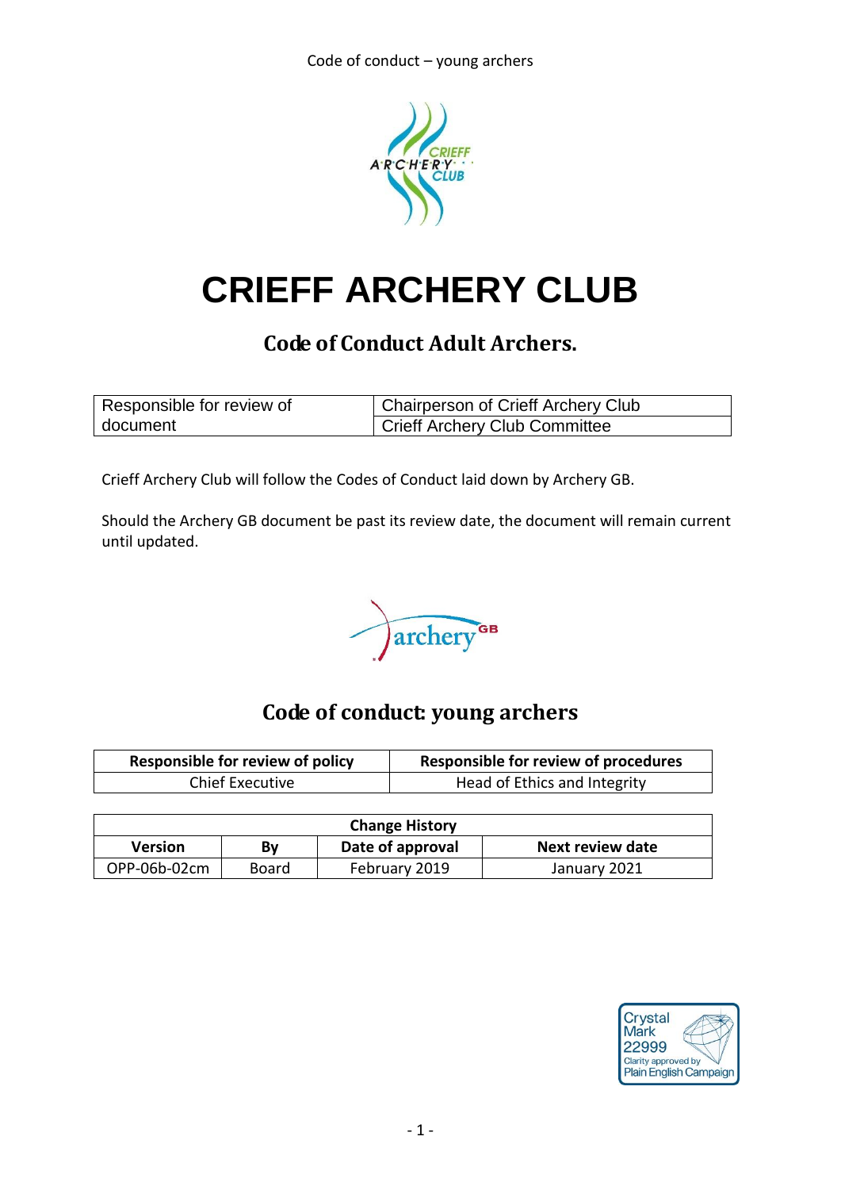# CRIEFF ARCHERY CLUB

## Code of Conduct Adult Archers.

| Responsible for review of document | Chairperson of Crieff Archery Club<br>Crieff Archery Club Committee |
|---|---|

Crieff Archery Club will follow the Codes of Conduct laid down by Archery GB.

Should the Archery GB document be past its review date, the document will remain current until updated.

## Code of conduct: young archers

| Responsible for review of policy | Responsible for review of procedures |
|---|---|
| Chief Executive | Head of Ethics and Integrity |

| Change History | | | |
|---|---|---|---|
| **Version** | **By** | **Date of approval** | **Next review date** |
| OPP-06b-02cm | Board | February 2019 | January 2021 |

Crystal Mark 22999 Clarity approved by Plain English Campaign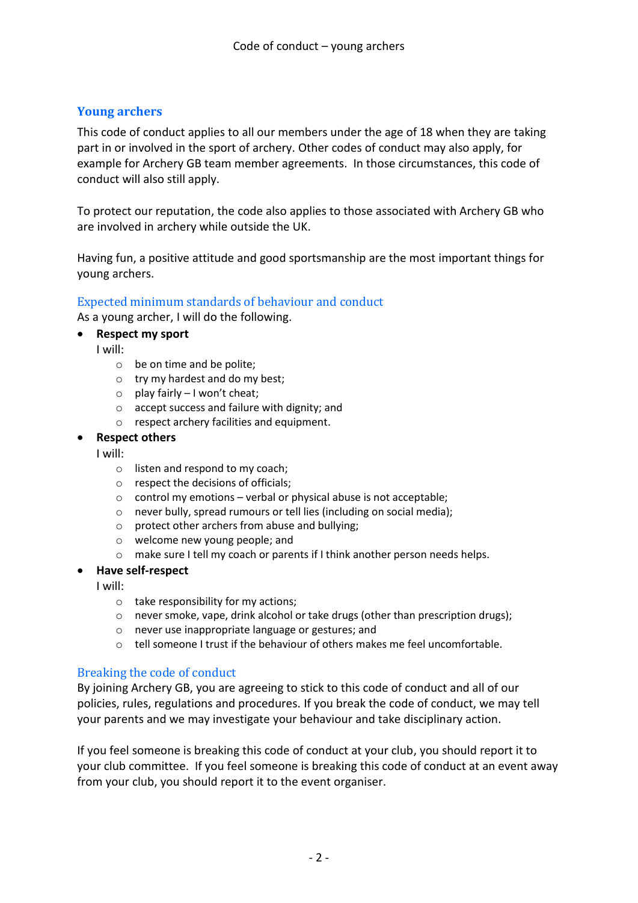## Young archers

This code of conduct applies to all our members under the age of 18 when they are taking part in or involved in the sport of archery. Other codes of conduct may also apply, for example for Archery GB team member agreements. In those circumstances, this code of conduct will also still apply.

To protect our reputation, the code also applies to those associated with Archery GB who are involved in archery while outside the UK.

Having fun, a positive attitude and good sportsmanship are the most important things for young archers.

### Expected minimum standards of behaviour and conduct

As a young archer, I will do the following.

- **Respect my sport**
  I will:
  - be on time and be polite;
  - try my hardest and do my best;
  - play fairly – I won't cheat;
  - accept success and failure with dignity; and
  - respect archery facilities and equipment.
- **Respect others**
  I will:
  - listen and respond to my coach;
  - respect the decisions of officials;
  - control my emotions – verbal or physical abuse is not acceptable;
  - never bully, spread rumours or tell lies (including on social media);
  - protect other archers from abuse and bullying;
  - welcome new young people; and
  - make sure I tell my coach or parents if I think another person needs helps.
- **Have self-respect**
  I will:
  - take responsibility for my actions;
  - never smoke, vape, drink alcohol or take drugs (other than prescription drugs);
  - never use inappropriate language or gestures; and
  - tell someone I trust if the behaviour of others makes me feel uncomfortable.

### Breaking the code of conduct

By joining Archery GB, you are agreeing to stick to this code of conduct and all of our policies, rules, regulations and procedures. If you break the code of conduct, we may tell your parents and we may investigate your behaviour and take disciplinary action.

If you feel someone is breaking this code of conduct at your club, you should report it to your club committee. If you feel someone is breaking this code of conduct at an event away from your club, you should report it to the event organiser.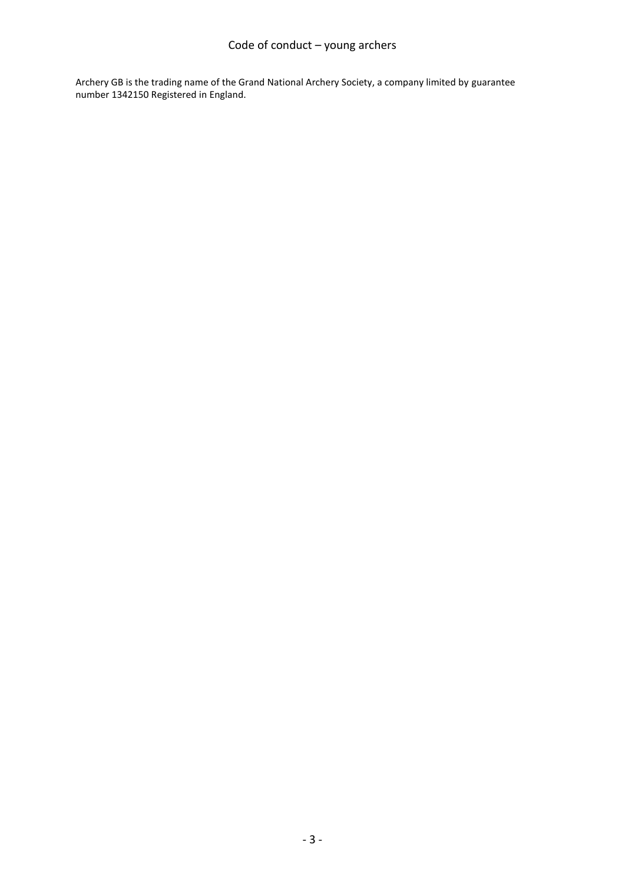Archery GB is the trading name of the Grand National Archery Society, a company limited by guarantee number 1342150 Registered in England.